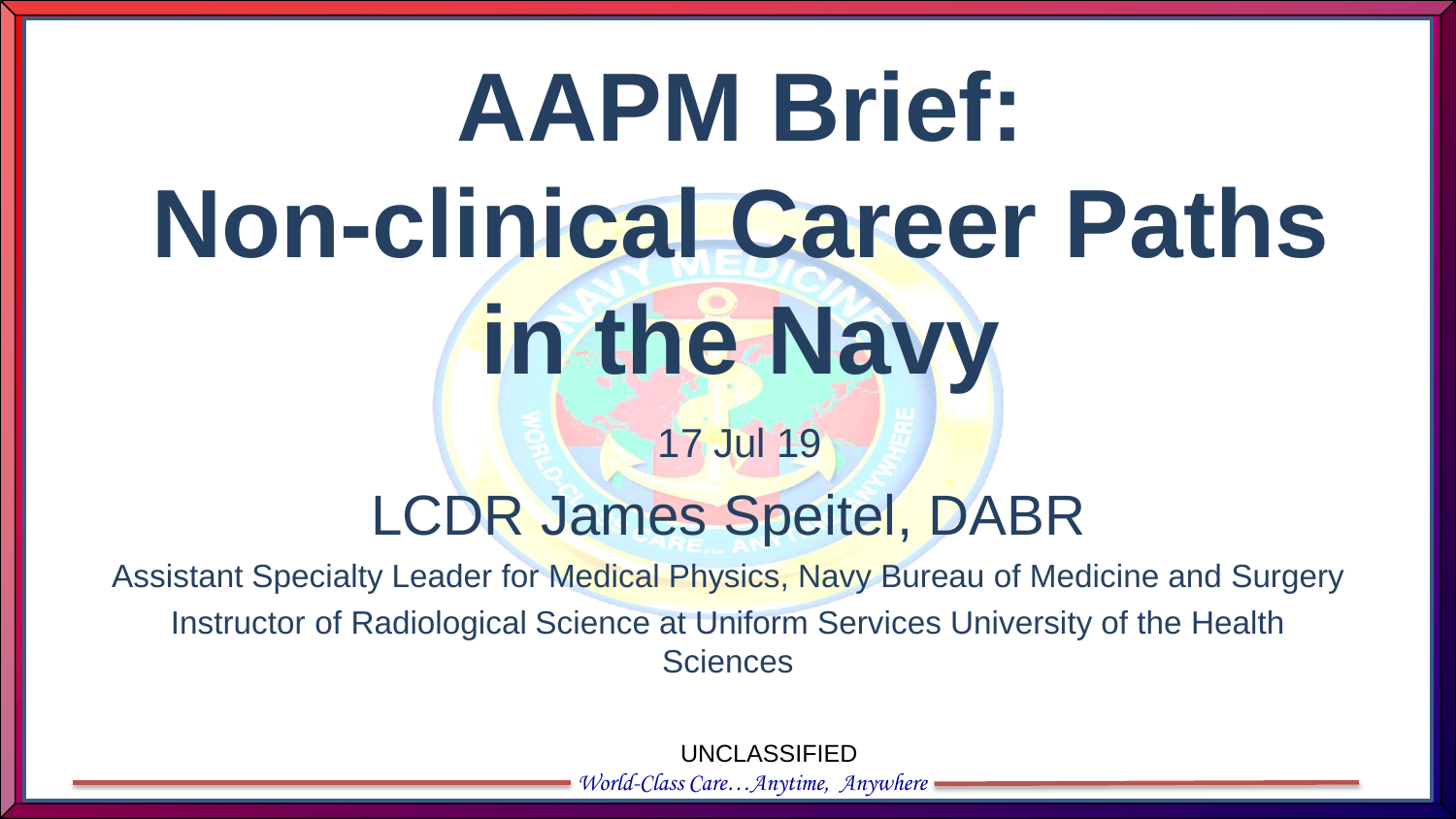# AAPM Brief: Non-clinical Career Paths in the Navy

17 Jul 19

LCDR James Speitel, DABR

Assistant Specialty Leader for Medical Physics, Navy Bureau of Medicine and Surgery

Instructor of Radiological Science at Uniform Services University of the Health Sciences

UNCLASSIFIED

*World-Class Care…Anytime, Anywhere*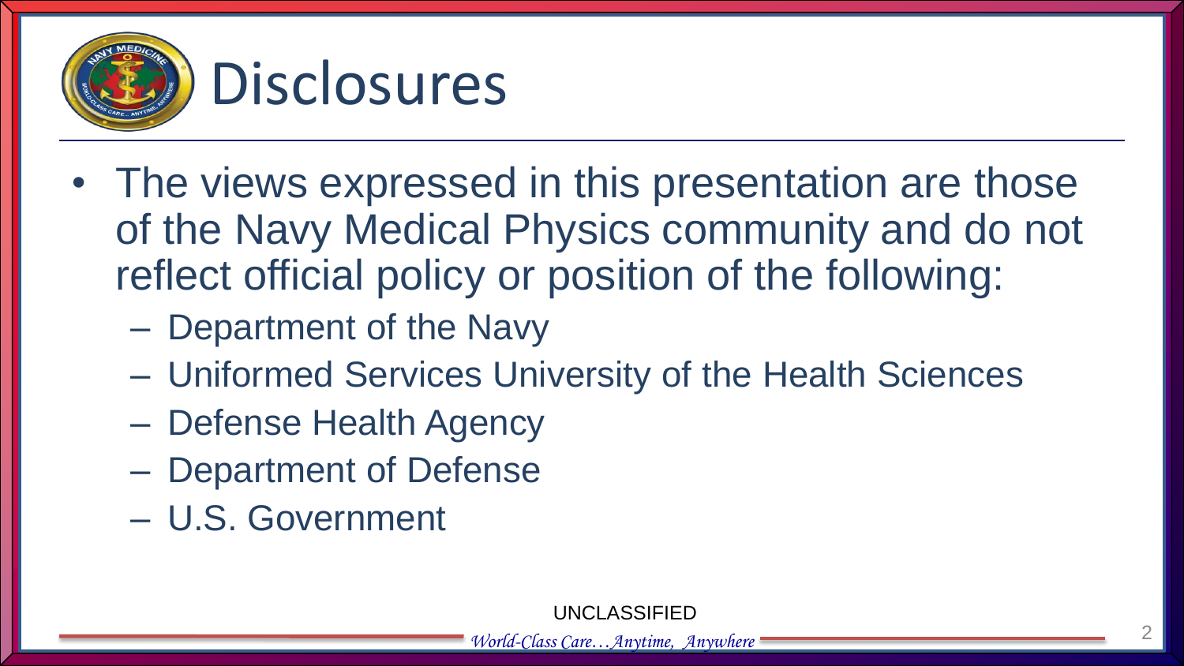# Disclosures

- The views expressed in this presentation are those of the Navy Medical Physics community and do not reflect official policy or position of the following:
  - Department of the Navy
  - Uniformed Services University of the Health Sciences
  - Defense Health Agency
  - Department of Defense
  - U.S. Government

UNCLASSIFIED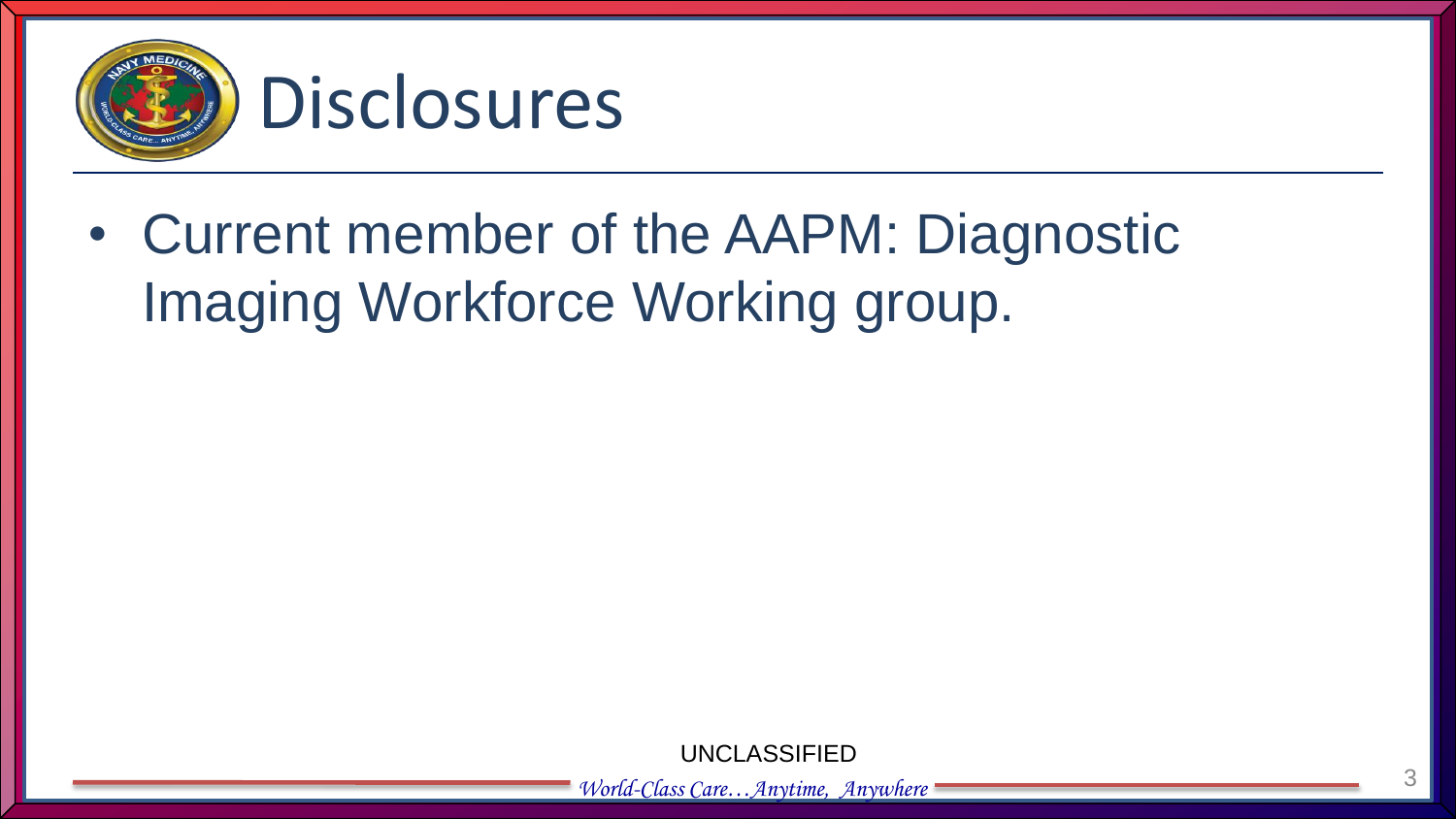# Disclosures

- Current member of the AAPM: Diagnostic Imaging Workforce Working group.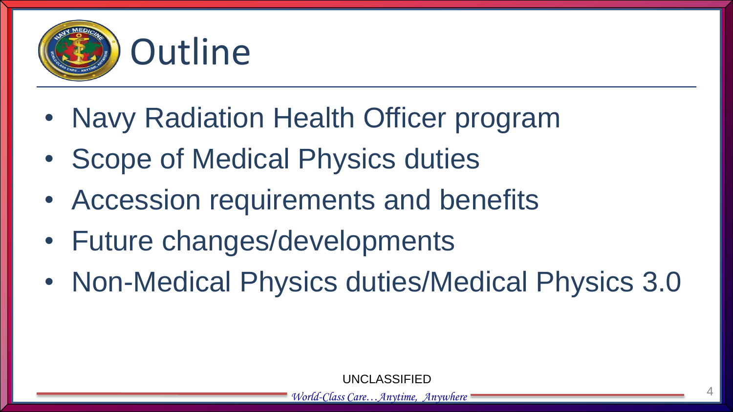# Outline

- Navy Radiation Health Officer program
- Scope of Medical Physics duties
- Accession requirements and benefits
- Future changes/developments
- Non-Medical Physics duties/Medical Physics 3.0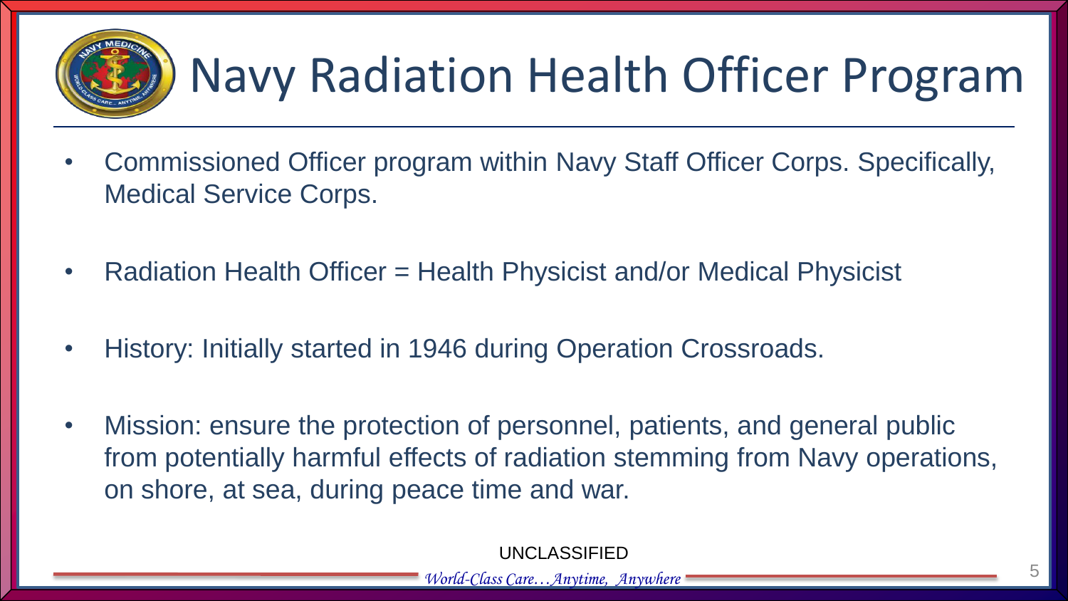# Navy Radiation Health Officer Program

- Commissioned Officer program within Navy Staff Officer Corps. Specifically, Medical Service Corps.
- Radiation Health Officer = Health Physicist and/or Medical Physicist
- History: Initially started in 1946 during Operation Crossroads.
- Mission: ensure the protection of personnel, patients, and general public from potentially harmful effects of radiation stemming from Navy operations, on shore, at sea, during peace time and war.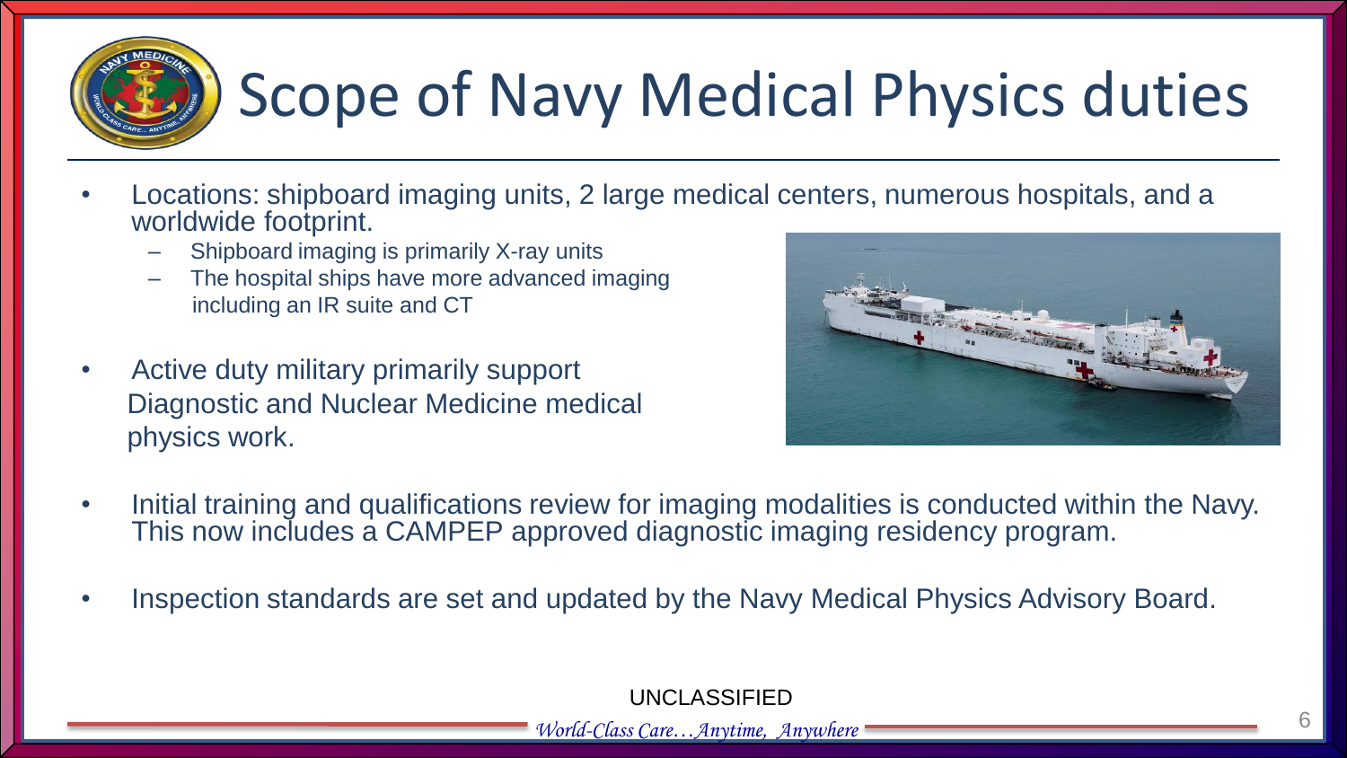# Scope of Navy Medical Physics duties

- Locations: shipboard imaging units, 2 large medical centers, numerous hospitals, and a worldwide footprint.
  - Shipboard imaging is primarily X-ray units
  - The hospital ships have more advanced imaging including an IR suite and CT
- Active duty military primarily support Diagnostic and Nuclear Medicine medical physics work.
- Initial training and qualifications review for imaging modalities is conducted within the Navy. This now includes a CAMPEP approved diagnostic imaging residency program.
- Inspection standards are set and updated by the Navy Medical Physics Advisory Board.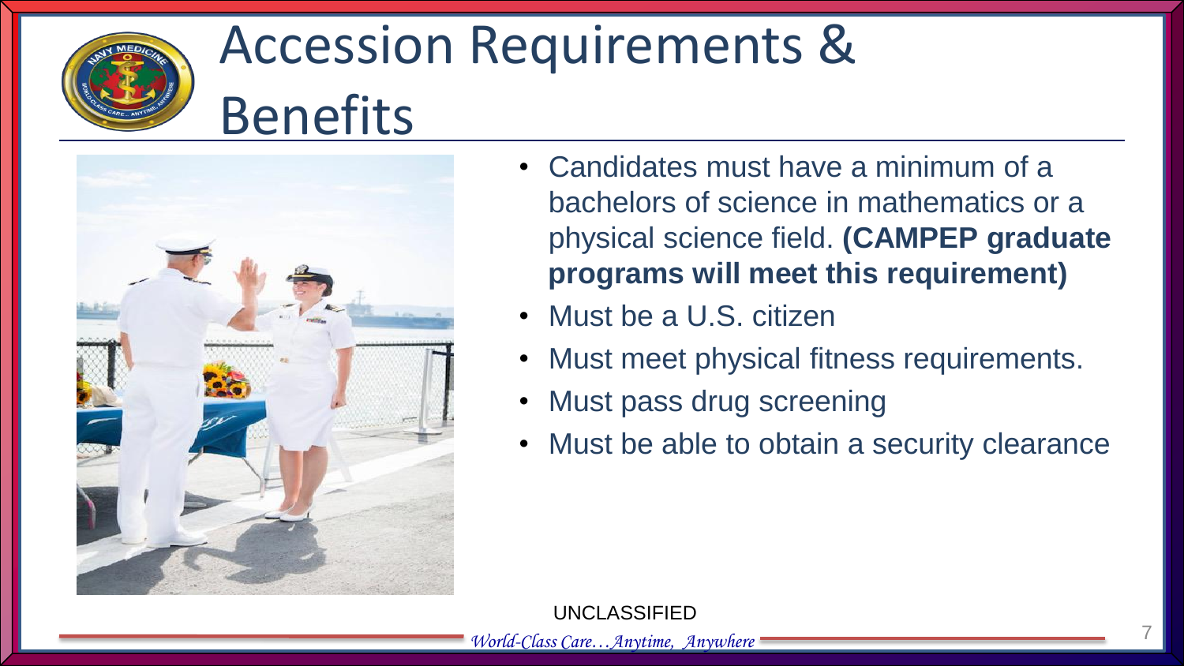# Accession Requirements & Benefits

- Candidates must have a minimum of a bachelors of science in mathematics or a physical science field. **(CAMPEP graduate programs will meet this requirement)**
- Must be a U.S. citizen
- Must meet physical fitness requirements.
- Must pass drug screening
- Must be able to obtain a security clearance

UNCLASSIFIED

*World-Class Care…Anytime, Anywhere*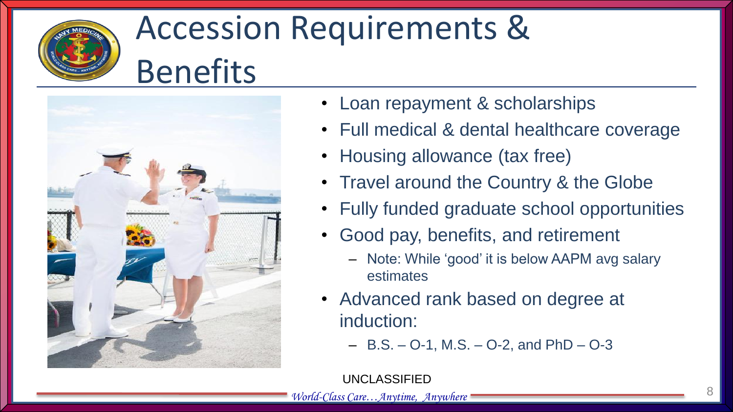# Accession Requirements & Benefits

- Loan repayment & scholarships
- Full medical & dental healthcare coverage
- Housing allowance (tax free)
- Travel around the Country & the Globe
- Fully funded graduate school opportunities
- Good pay, benefits, and retirement
  - Note: While 'good' it is below AAPM avg salary estimates
- Advanced rank based on degree at induction:
  - B.S. – O-1, M.S. – O-2, and PhD – O-3

UNCLASSIFIED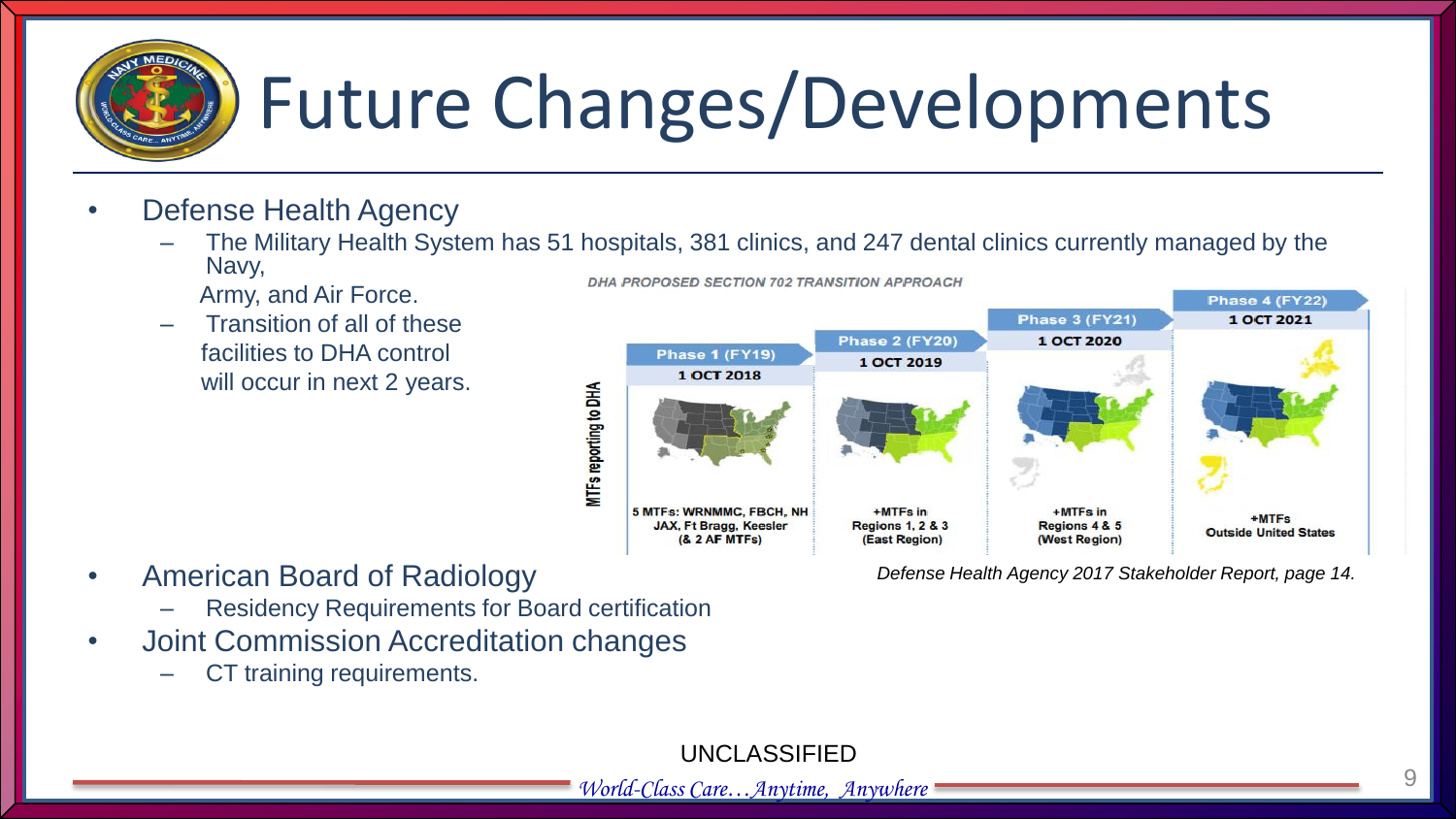# Future Changes/Developments

- Defense Health Agency
  - The Military Health System has 51 hospitals, 381 clinics, and 247 dental clinics currently managed by the Navy, Army, and Air Force.
  - Transition of all of these facilities to DHA control will occur in next 2 years.

*DHA PROPOSED SECTION 702 TRANSITION APPROACH*

MTFs reporting to DHA

| Phase 1 (FY19) | Phase 2 (FY20) | Phase 3 (FY21) | Phase 4 (FY22) |
|---|---|---|---|
| 1 OCT 2018 | 1 OCT 2019 | 1 OCT 2020 | 1 OCT 2021 |
| 5 MTFs: WRNMMC, FBCH, NH JAX, Ft Bragg, Keesler (& 2 AF MTFs) | +MTFs in Regions 1, 2 & 3 (East Region) | +MTFs in Regions 4 & 5 (West Region) | +MTFs Outside United States |

*Defense Health Agency 2017 Stakeholder Report, page 14.*

- American Board of Radiology
  - Residency Requirements for Board certification
- Joint Commission Accreditation changes
  - CT training requirements.

UNCLASSIFIED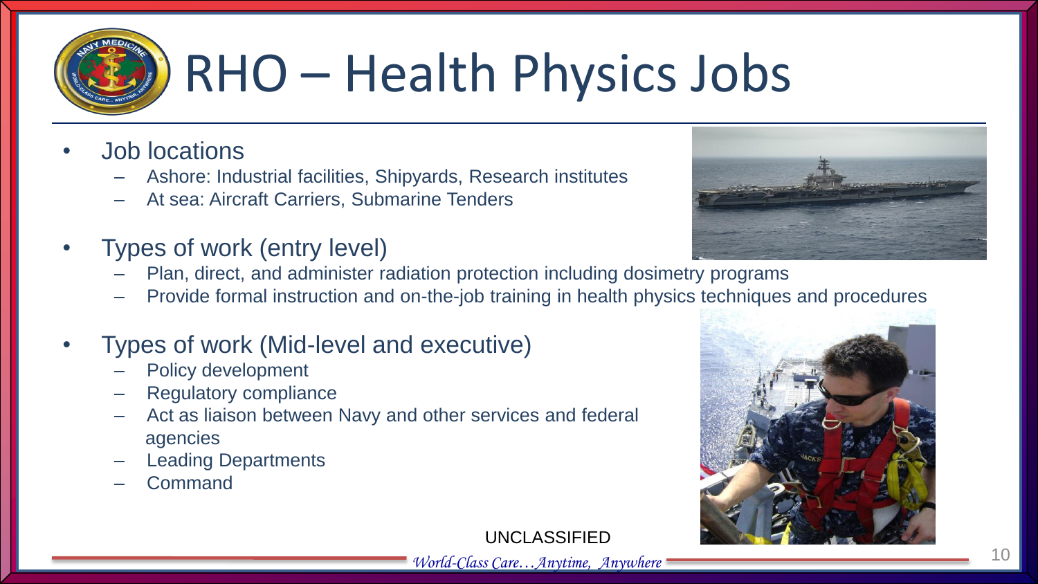# RHO – Health Physics Jobs

- Job locations
  - Ashore: Industrial facilities, Shipyards, Research institutes
  - At sea: Aircraft Carriers, Submarine Tenders
- Types of work (entry level)
  - Plan, direct, and administer radiation protection including dosimetry programs
  - Provide formal instruction and on-the-job training in health physics techniques and procedures
- Types of work (Mid-level and executive)
  - Policy development
  - Regulatory compliance
  - Act as liaison between Navy and other services and federal agencies
  - Leading Departments
  - Command

UNCLASSIFIED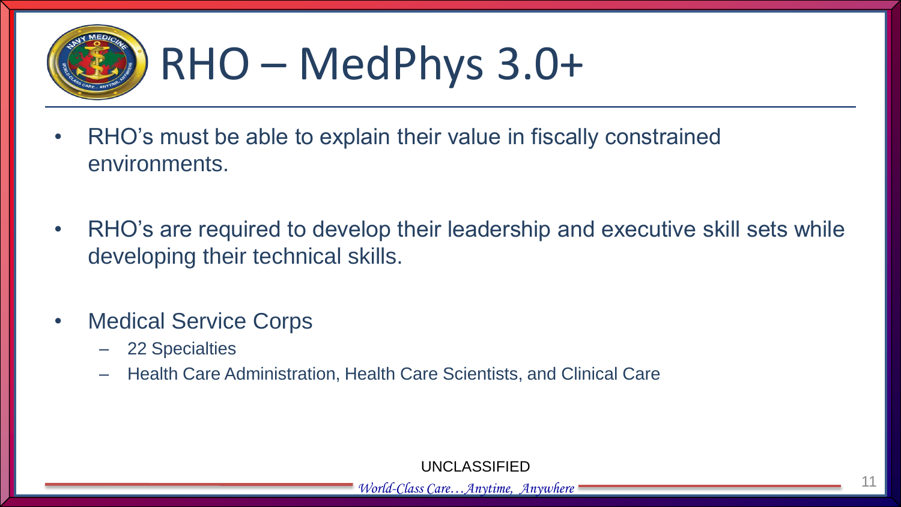# RHO – MedPhys 3.0+

- RHO's must be able to explain their value in fiscally constrained environments.
- RHO's are required to develop their leadership and executive skill sets while developing their technical skills.
- Medical Service Corps
  - 22 Specialties
  - Health Care Administration, Health Care Scientists, and Clinical Care

UNCLASSIFIED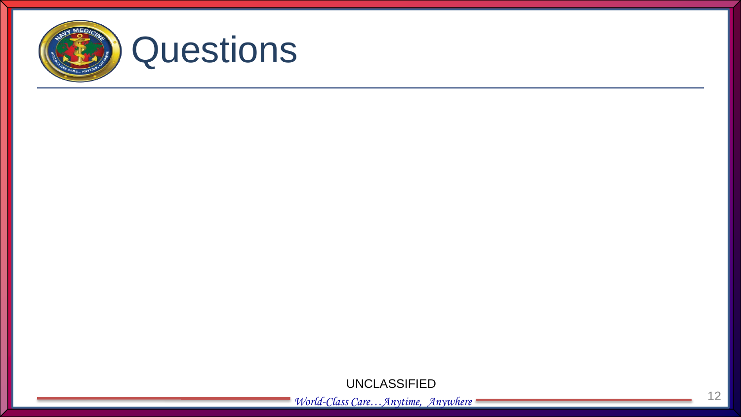# Questions

UNCLASSIFIED

*World-Class Care…Anytime, Anywhere*